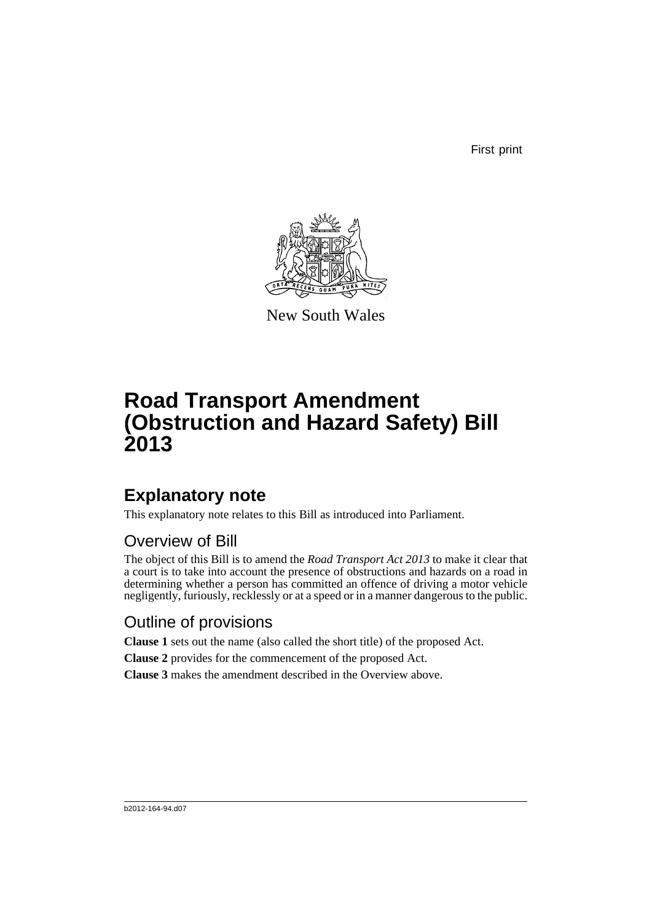First print

New South Wales

# Road Transport Amendment (Obstruction and Hazard Safety) Bill 2013

## Explanatory note

This explanatory note relates to this Bill as introduced into Parliament.

### Overview of Bill

The object of this Bill is to amend the *Road Transport Act 2013* to make it clear that a court is to take into account the presence of obstructions and hazards on a road in determining whether a person has committed an offence of driving a motor vehicle negligently, furiously, recklessly or at a speed or in a manner dangerous to the public.

### Outline of provisions

**Clause 1** sets out the name (also called the short title) of the proposed Act.

**Clause 2** provides for the commencement of the proposed Act.

**Clause 3** makes the amendment described in the Overview above.

b2012-164-94.d07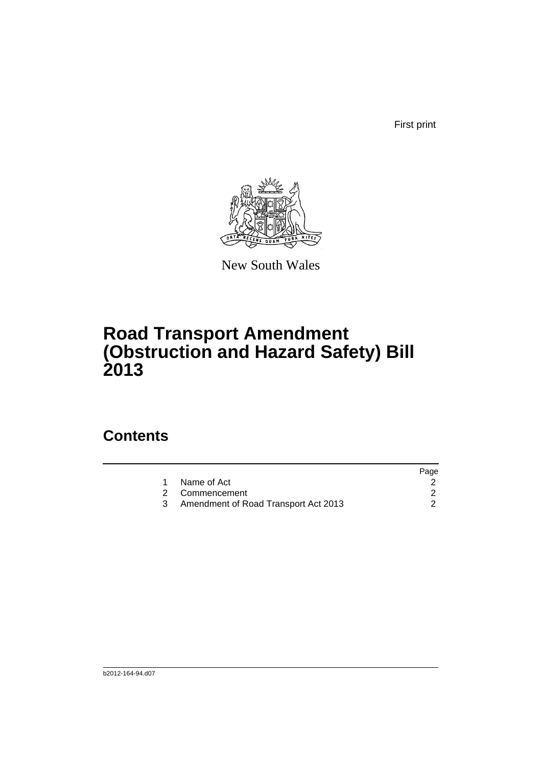First print

New South Wales

# Road Transport Amendment (Obstruction and Hazard Safety) Bill 2013

## Contents

| | | Page |
|---|---|---|
| 1 | Name of Act | 2 |
| 2 | Commencement | 2 |
| 3 | Amendment of Road Transport Act 2013 | 2 |

b2012-164-94.d07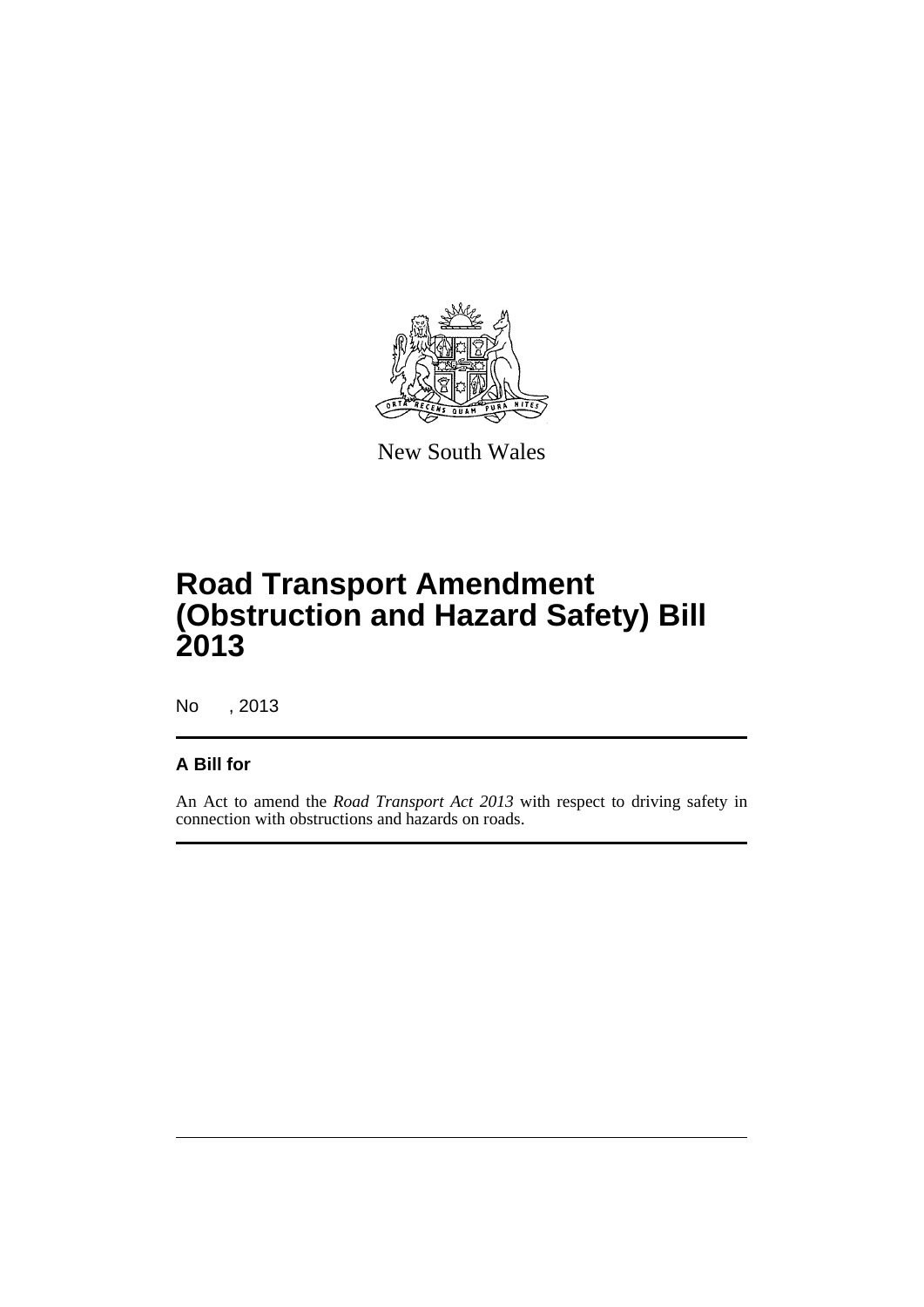New South Wales

# Road Transport Amendment (Obstruction and Hazard Safety) Bill 2013

No , 2013

## A Bill for

An Act to amend the *Road Transport Act 2013* with respect to driving safety in connection with obstructions and hazards on roads.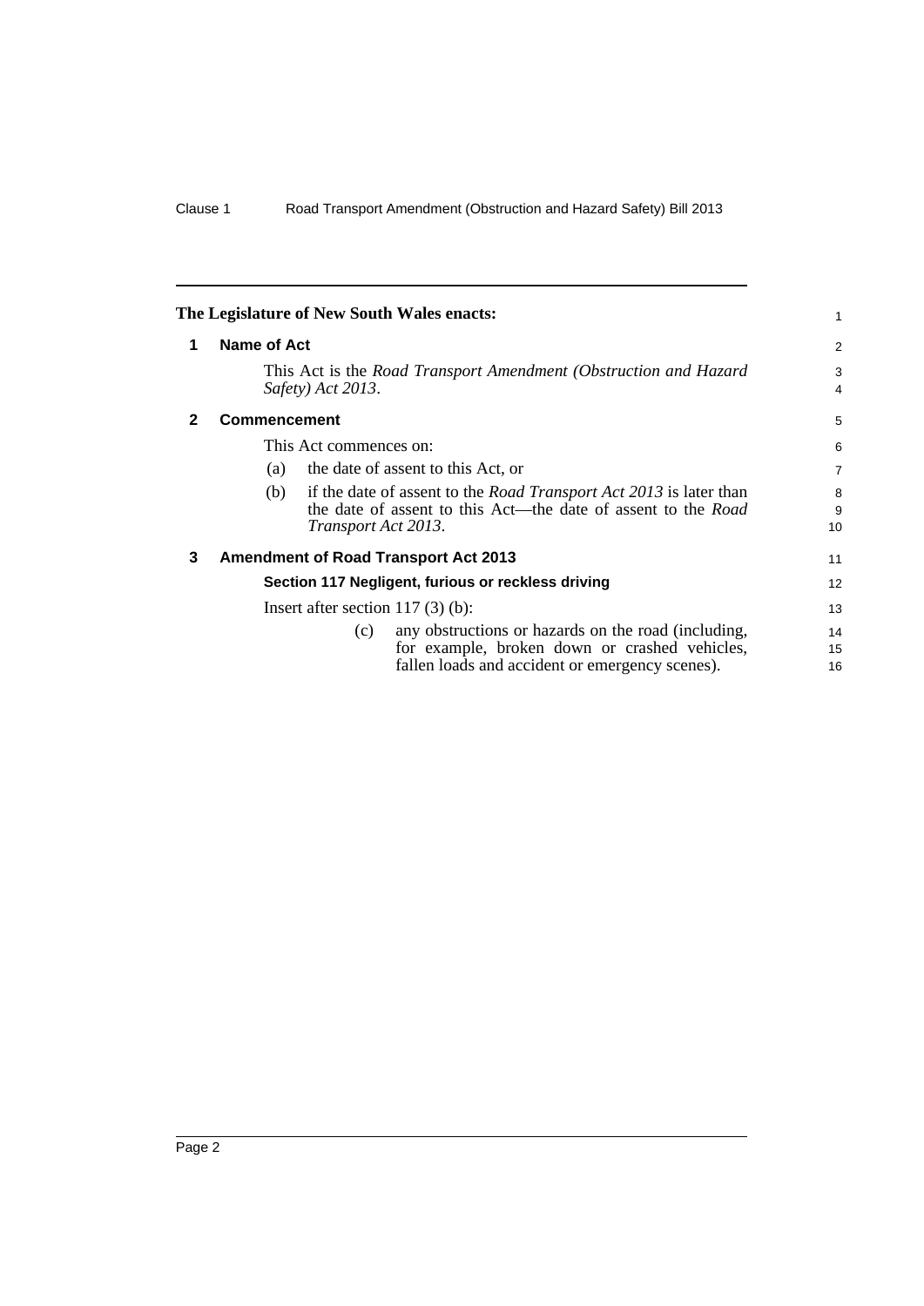**The Legislature of New South Wales enacts:**

## 1 Name of Act

This Act is the *Road Transport Amendment (Obstruction and Hazard Safety) Act 2013*.

## 2 Commencement

This Act commences on:

(a) the date of assent to this Act, or

(b) if the date of assent to the *Road Transport Act 2013* is later than the date of assent to this Act—the date of assent to the *Road Transport Act 2013*.

## 3 Amendment of Road Transport Act 2013

### Section 117 Negligent, furious or reckless driving

Insert after section 117 (3) (b):

(c) any obstructions or hazards on the road (including, for example, broken down or crashed vehicles, fallen loads and accident or emergency scenes).